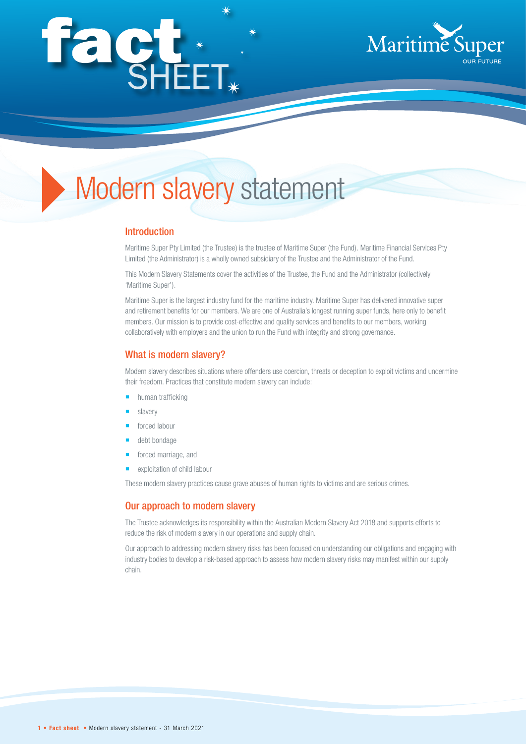# fact SHEET

Maritime Super
OUR FUTURE

# Modern slavery statement

## Introduction

Maritime Super Pty Limited (the Trustee) is the trustee of Maritime Super (the Fund). Maritime Financial Services Pty Limited (the Administrator) is a wholly owned subsidiary of the Trustee and the Administrator of the Fund.

This Modern Slavery Statements cover the activities of the Trustee, the Fund and the Administrator (collectively 'Maritime Super').

Maritime Super is the largest industry fund for the maritime industry. Maritime Super has delivered innovative super and retirement benefits for our members. We are one of Australia's longest running super funds, here only to benefit members. Our mission is to provide cost-effective and quality services and benefits to our members, working collaboratively with employers and the union to run the Fund with integrity and strong governance.

## What is modern slavery?

Modern slavery describes situations where offenders use coercion, threats or deception to exploit victims and undermine their freedom. Practices that constitute modern slavery can include:

- human trafficking
- slavery
- forced labour
- debt bondage
- forced marriage, and
- exploitation of child labour

These modern slavery practices cause grave abuses of human rights to victims and are serious crimes.

## Our approach to modern slavery

The Trustee acknowledges its responsibility within the Australian Modern Slavery Act 2018 and supports efforts to reduce the risk of modern slavery in our operations and supply chain.

Our approach to addressing modern slavery risks has been focused on understanding our obligations and engaging with industry bodies to develop a risk-based approach to assess how modern slavery risks may manifest within our supply chain.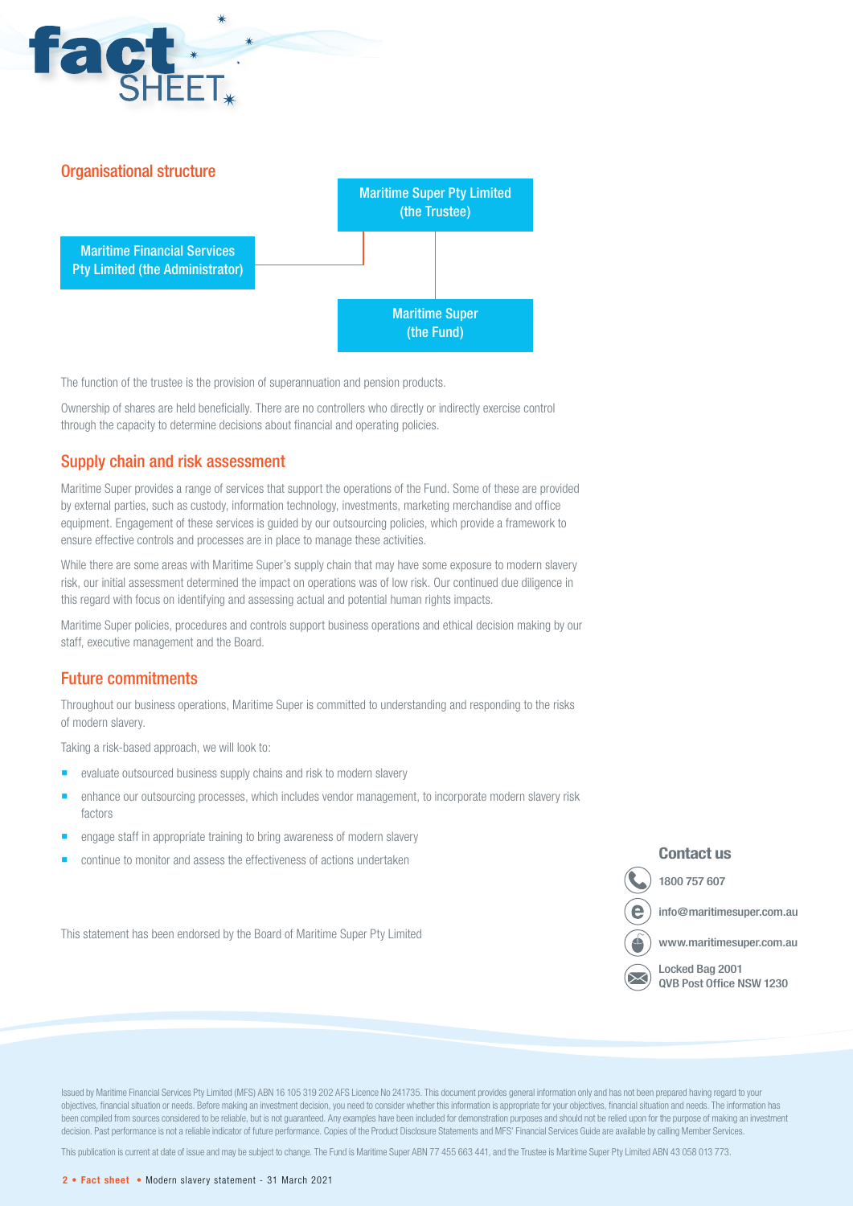## Organisational structure

Maritime Super Pty Limited (the Trustee)

Maritime Financial Services Pty Limited (the Administrator)

Maritime Super (the Fund)

The function of the trustee is the provision of superannuation and pension products.

Ownership of shares are held beneficially. There are no controllers who directly or indirectly exercise control through the capacity to determine decisions about financial and operating policies.

## Supply chain and risk assessment

Maritime Super provides a range of services that support the operations of the Fund. Some of these are provided by external parties, such as custody, information technology, investments, marketing merchandise and office equipment. Engagement of these services is guided by our outsourcing policies, which provide a framework to ensure effective controls and processes are in place to manage these activities.

While there are some areas with Maritime Super's supply chain that may have some exposure to modern slavery risk, our initial assessment determined the impact on operations was of low risk. Our continued due diligence in this regard with focus on identifying and assessing actual and potential human rights impacts.

Maritime Super policies, procedures and controls support business operations and ethical decision making by our staff, executive management and the Board.

## Future commitments

Throughout our business operations, Maritime Super is committed to understanding and responding to the risks of modern slavery.

Taking a risk-based approach, we will look to:

- evaluate outsourced business supply chains and risk to modern slavery
- enhance our outsourcing processes, which includes vendor management, to incorporate modern slavery risk factors
- engage staff in appropriate training to bring awareness of modern slavery
- continue to monitor and assess the effectiveness of actions undertaken

This statement has been endorsed by the Board of Maritime Super Pty Limited

### Contact us

1800 757 607

info@maritimesuper.com.au

www.maritimesuper.com.au

Locked Bag 2001
QVB Post Office NSW 1230

Issued by Maritime Financial Services Pty Limited (MFS) ABN 16 105 319 202 AFS Licence No 241735. This document provides general information only and has not been prepared having regard to your objectives, financial situation or needs. Before making an investment decision, you need to consider whether this information is appropriate for your objectives, financial situation and needs. The information has been compiled from sources considered to be reliable, but is not guaranteed. Any examples have been included for demonstration purposes and should not be relied upon for the purpose of making an investment decision. Past performance is not a reliable indicator of future performance. Copies of the Product Disclosure Statements and MFS' Financial Services Guide are available by calling Member Services.

This publication is current at date of issue and may be subject to change. The Fund is Maritime Super ABN 77 455 663 441, and the Trustee is Maritime Super Pty Limited ABN 43 058 013 773.